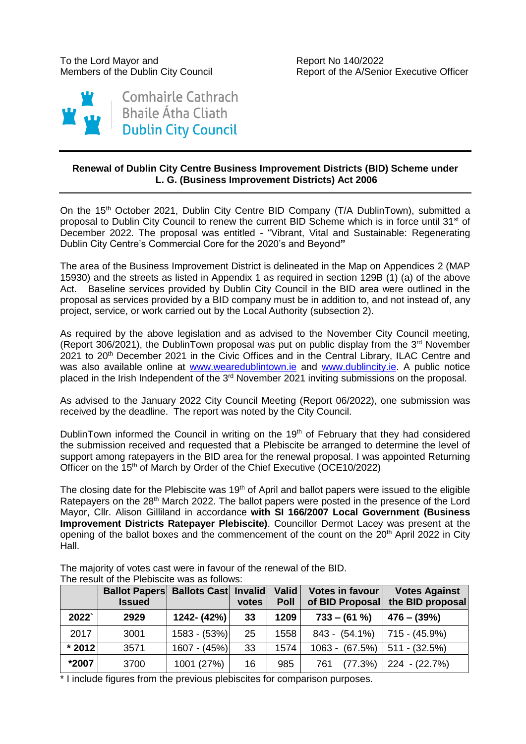To the Lord Mayor and
Members of the Dublin City Council

Report No 140/2022
Report of the A/Senior Executive Officer

Comhairle Cathrach
Bhaile Átha Cliath
Dublin City Council

**Renewal of Dublin City Centre Business Improvement Districts (BID) Scheme under L. G. (Business Improvement Districts) Act 2006**

On the 15th October 2021, Dublin City Centre BID Company (T/A DublinTown), submitted a proposal to Dublin City Council to renew the current BID Scheme which is in force until 31st of December 2022. The proposal was entitled - "Vibrant, Vital and Sustainable: Regenerating Dublin City Centre's Commercial Core for the 2020's and Beyond**"**

The area of the Business Improvement District is delineated in the Map on Appendices 2 (MAP 15930) and the streets as listed in Appendix 1 as required in section 129B (1) (a) of the above Act. Baseline services provided by Dublin City Council in the BID area were outlined in the proposal as services provided by a BID company must be in addition to, and not instead of, any project, service, or work carried out by the Local Authority (subsection 2).

As required by the above legislation and as advised to the November City Council meeting, (Report 306/2021), the DublinTown proposal was put on public display from the 3rd November 2021 to 20th December 2021 in the Civic Offices and in the Central Library, ILAC Centre and was also available online at www.wearedublintown.ie and www.dublincity.ie. A public notice placed in the Irish Independent of the 3rd November 2021 inviting submissions on the proposal.

As advised to the January 2022 City Council Meeting (Report 06/2022), one submission was received by the deadline. The report was noted by the City Council.

DublinTown informed the Council in writing on the 19th of February that they had considered the submission received and requested that a Plebiscite be arranged to determine the level of support among ratepayers in the BID area for the renewal proposal. I was appointed Returning Officer on the 15th of March by Order of the Chief Executive (OCE10/2022)

The closing date for the Plebiscite was 19th of April and ballot papers were issued to the eligible Ratepayers on the 28th March 2022. The ballot papers were posted in the presence of the Lord Mayor, Cllr. Alison Gilliland in accordance **with SI 166/2007 Local Government (Business Improvement Districts Ratepayer Plebiscite)**. Councillor Dermot Lacey was present at the opening of the ballot boxes and the commencement of the count on the 20th April 2022 in City Hall.

The majority of votes cast were in favour of the renewal of the BID.
The result of the Plebiscite was as follows:

| | Ballot Papers Issued | Ballots Cast | Invalid votes | Valid Poll | Votes in favour of BID Proposal | Votes Against the BID proposal |
|---|---|---|---|---|---|---|
| **2022`** | **2929** | **1242- (42%)** | **33** | **1209** | **733 – (61 %)** | **476 – (39%)** |
| 2017 | 3001 | 1583 - (53%) | 25 | 1558 | 843 - (54.1%) | 715 - (45.9%) |
| *** 2012** | 3571 | 1607 - (45%) | 33 | 1574 | 1063 - (67.5%) | 511 - (32.5%) |
| ***2007** | 3700 | 1001 (27%) | 16 | 985 | 761 (77.3%) | 224 - (22.7%) |

* I include figures from the previous plebiscites for comparison purposes.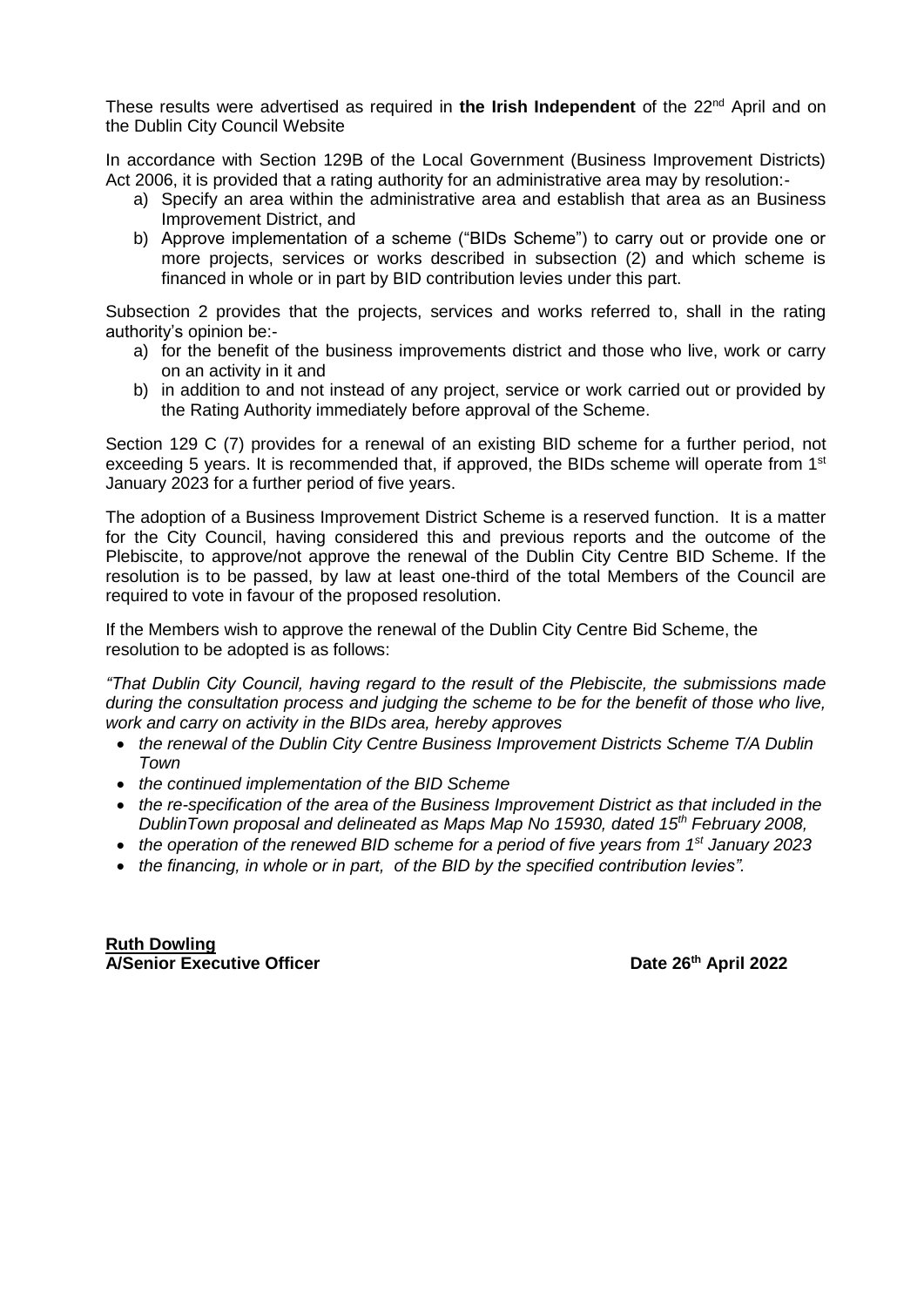These results were advertised as required in **the Irish Independent** of the 22nd April and on the Dublin City Council Website

In accordance with Section 129B of the Local Government (Business Improvement Districts) Act 2006, it is provided that a rating authority for an administrative area may by resolution:-

a) Specify an area within the administrative area and establish that area as an Business Improvement District, and
b) Approve implementation of a scheme ("BIDs Scheme") to carry out or provide one or more projects, services or works described in subsection (2) and which scheme is financed in whole or in part by BID contribution levies under this part.

Subsection 2 provides that the projects, services and works referred to, shall in the rating authority's opinion be:-

a) for the benefit of the business improvements district and those who live, work or carry on an activity in it and
b) in addition to and not instead of any project, service or work carried out or provided by the Rating Authority immediately before approval of the Scheme.

Section 129 C (7) provides for a renewal of an existing BID scheme for a further period, not exceeding 5 years. It is recommended that, if approved, the BIDs scheme will operate from 1st January 2023 for a further period of five years.

The adoption of a Business Improvement District Scheme is a reserved function. It is a matter for the City Council, having considered this and previous reports and the outcome of the Plebiscite, to approve/not approve the renewal of the Dublin City Centre BID Scheme. If the resolution is to be passed, by law at least one-third of the total Members of the Council are required to vote in favour of the proposed resolution.

If the Members wish to approve the renewal of the Dublin City Centre Bid Scheme, the resolution to be adopted is as follows:

*"That Dublin City Council, having regard to the result of the Plebiscite, the submissions made during the consultation process and judging the scheme to be for the benefit of those who live, work and carry on activity in the BIDs area, hereby approves*

- *the renewal of the Dublin City Centre Business Improvement Districts Scheme T/A Dublin Town*
- *the continued implementation of the BID Scheme*
- *the re-specification of the area of the Business Improvement District as that included in the DublinTown proposal and delineated as Maps Map No 15930, dated 15th February 2008,*
- *the operation of the renewed BID scheme for a period of five years from 1st January 2023*
- *the financing, in whole or in part, of the BID by the specified contribution levies".*

**Ruth Dowling**
**A/Senior Executive Officer** **Date 26th April 2022**